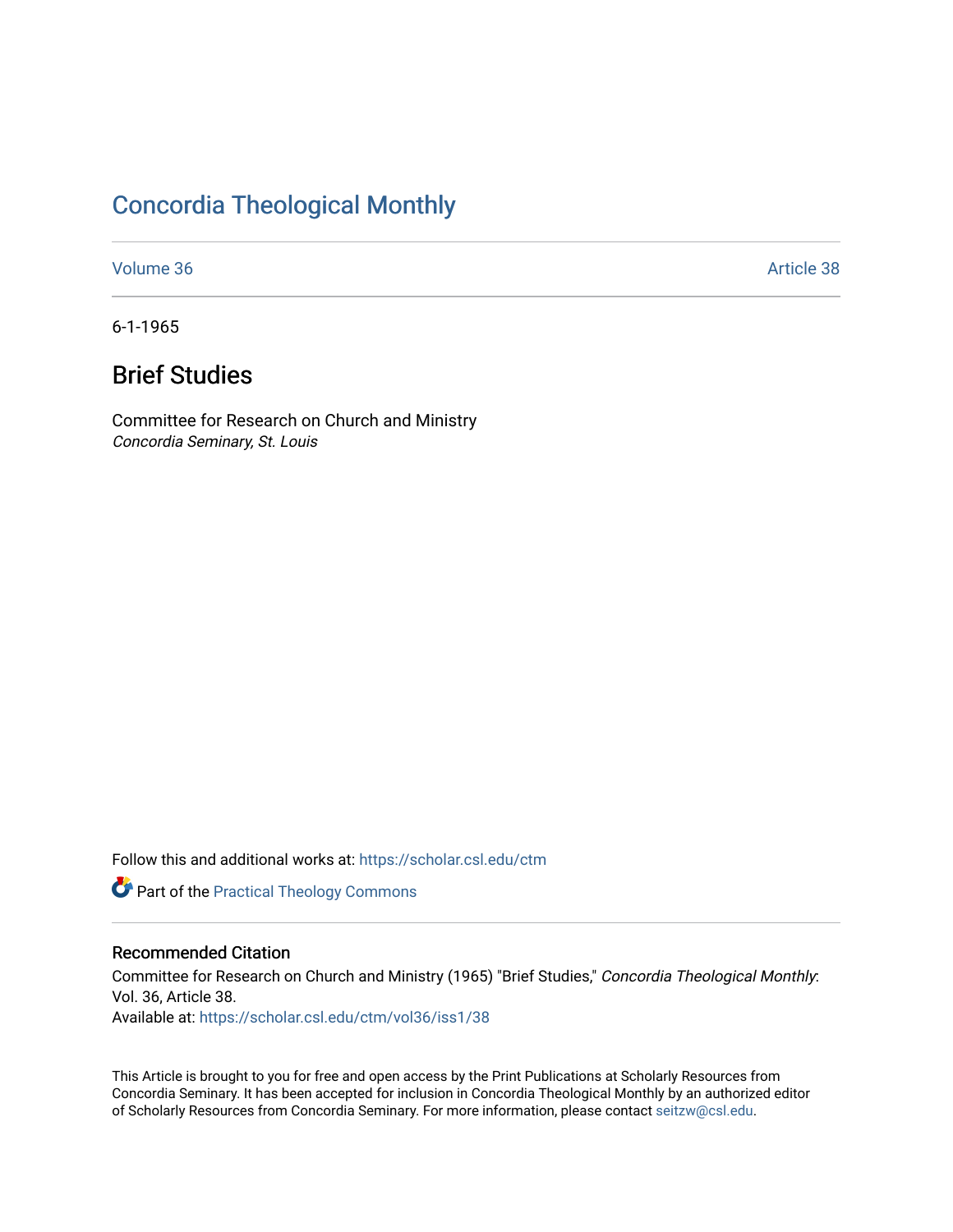# Concordia Theological Monthly

Volume 36 Article 38

6-1-1965

## Brief Studies

Committee for Research on Church and Ministry
*Concordia Seminary, St. Louis*

Follow this and additional works at: https://scholar.csl.edu/ctm

Part of the Practical Theology Commons

### Recommended Citation

Committee for Research on Church and Ministry (1965) "Brief Studies," *Concordia Theological Monthly*: Vol. 36, Article 38.
Available at: https://scholar.csl.edu/ctm/vol36/iss1/38

This Article is brought to you for free and open access by the Print Publications at Scholarly Resources from Concordia Seminary. It has been accepted for inclusion in Concordia Theological Monthly by an authorized editor of Scholarly Resources from Concordia Seminary. For more information, please contact seitzw@csl.edu.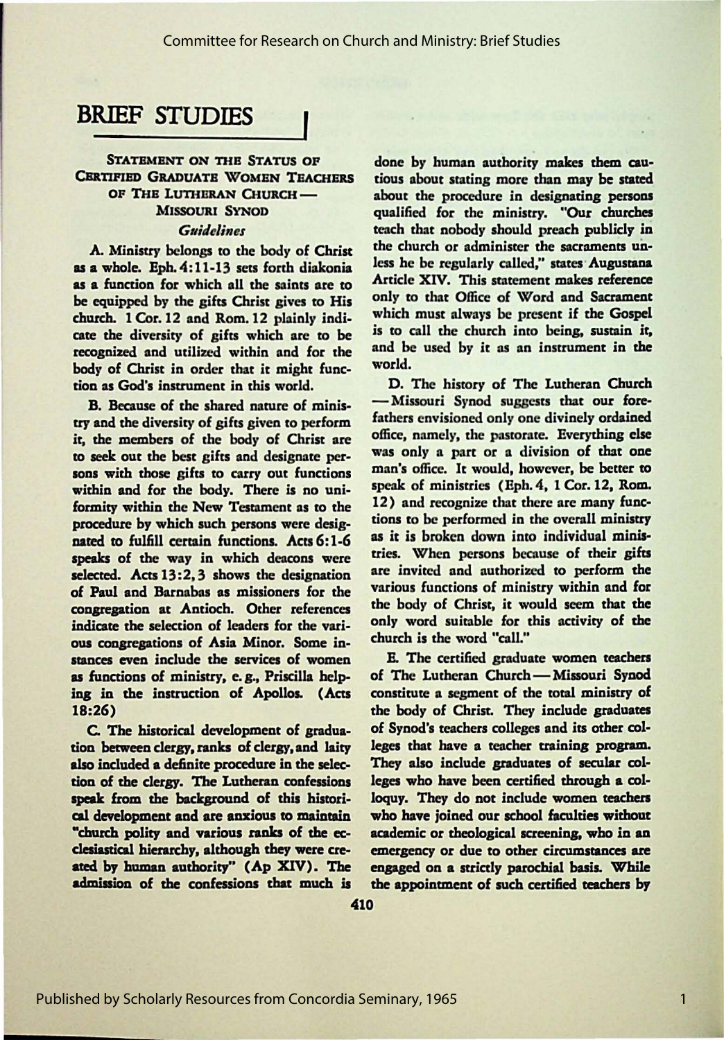# BRIEF STUDIES

## STATEMENT ON THE STATUS OF CERTIFIED GRADUATE WOMEN TEACHERS OF THE LUTHERAN CHURCH — MISSOURI SYNOD

### *Guidelines*

A. Ministry belongs to the body of Christ as a whole. Eph. 4:11-13 sets forth diakonia as a function for which all the saints are to be equipped by the gifts Christ gives to His church. 1 Cor. 12 and Rom. 12 plainly indicate the diversity of gifts which are to be recognized and utilized within and for the body of Christ in order that it might function as God's instrument in this world.

B. Because of the shared nature of ministry and the diversity of gifts given to perform it, the members of the body of Christ are to seek out the best gifts and designate persons with those gifts to carry out functions within and for the body. There is no uniformity within the New Testament as to the procedure by which such persons were designated to fulfill certain functions. Acts 6:1-6 speaks of the way in which deacons were selected. Acts 13:2, 3 shows the designation of Paul and Barnabas as missioners for the congregation at Antioch. Other references indicate the selection of leaders for the various congregations of Asia Minor. Some instances even include the services of women as functions of ministry, e. g., Priscilla helping in the instruction of Apollos. (Acts 18:26)

C. The historical development of graduation between clergy, ranks of clergy, and laity also included a definite procedure in the selection of the clergy. The Lutheran confessions speak from the background of this historical development and are anxious to maintain "church polity and various ranks of the ecclesiastical hierarchy, although they were created by human authority" (Ap XIV). The admission of the confessions that much is done by human authority makes them cautious about stating more than may be stated about the procedure in designating persons qualified for the ministry. "Our churches teach that nobody should preach publicly in the church or administer the sacraments unless he be regularly called," states Augustana Article XIV. This statement makes reference only to that Office of Word and Sacrament which must always be present if the Gospel is to call the church into being, sustain it, and be used by it as an instrument in the world.

D. The history of The Lutheran Church — Missouri Synod suggests that our forefathers envisioned only one divinely ordained office, namely, the pastorate. Everything else was only a part or a division of that one man's office. It would, however, be better to speak of ministries (Eph. 4, 1 Cor. 12, Rom. 12) and recognize that there are many functions to be performed in the overall ministry as it is broken down into individual ministries. When persons because of their gifts are invited and authorized to perform the various functions of ministry within and for the body of Christ, it would seem that the only word suitable for this activity of the church is the word "call."

E. The certified graduate women teachers of The Lutheran Church — Missouri Synod constitute a segment of the total ministry of the body of Christ. They include graduates of Synod's teachers colleges and its other colleges that have a teacher training program. They also include graduates of secular colleges who have been certified through a colloquy. They do not include women teachers who have joined our school faculties without academic or theological screening, who in an emergency or due to other circumstances are engaged on a strictly parochial basis. While the appointment of such certified teachers by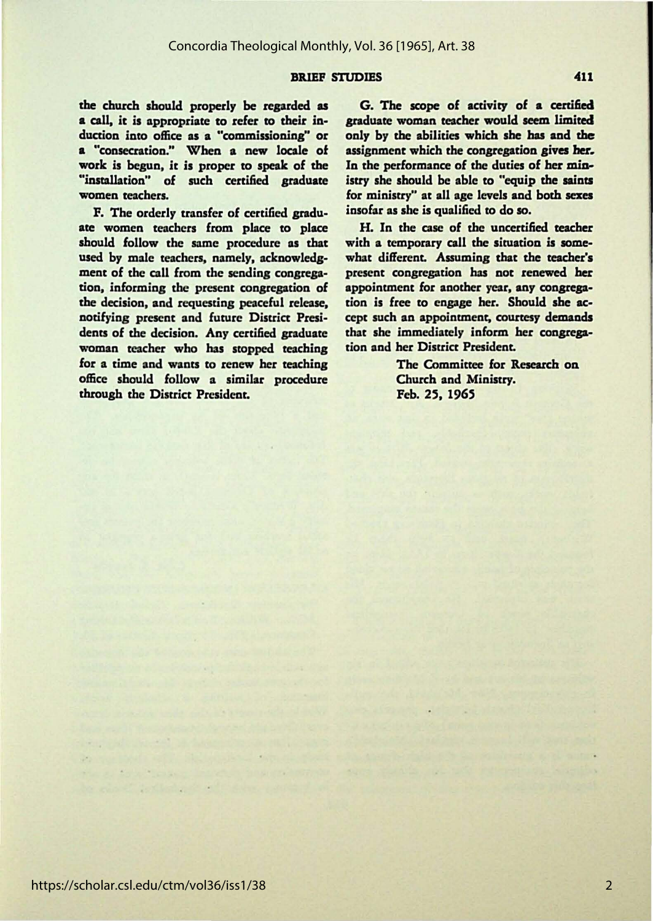the church should properly be regarded as a call, it is appropriate to refer to their induction into office as a "commissioning" or a "consecration." When a new locale of work is begun, it is proper to speak of the "installation" of such certified graduate women teachers.

F. The orderly transfer of certified graduate women teachers from place to place should follow the same procedure as that used by male teachers, namely, acknowledgment of the call from the sending congregation, informing the present congregation of the decision, and requesting peaceful release, notifying present and future District Presidents of the decision. Any certified graduate woman teacher who has stopped teaching for a time and wants to renew her teaching office should follow a similar procedure through the District President.

G. The scope of activity of a certified graduate woman teacher would seem limited only by the abilities which she has and the assignment which the congregation gives her. In the performance of the duties of her ministry she should be able to "equip the saints for ministry" at all age levels and both sexes insofar as she is qualified to do so.

H. In the case of the uncertified teacher with a temporary call the situation is somewhat different. Assuming that the teacher's present congregation has not renewed her appointment for another year, any congregation is free to engage her. Should she accept such an appointment, courtesy demands that she immediately inform her congregation and her District President.

The Committee for Research on Church and Ministry.
Feb. 25, 1965